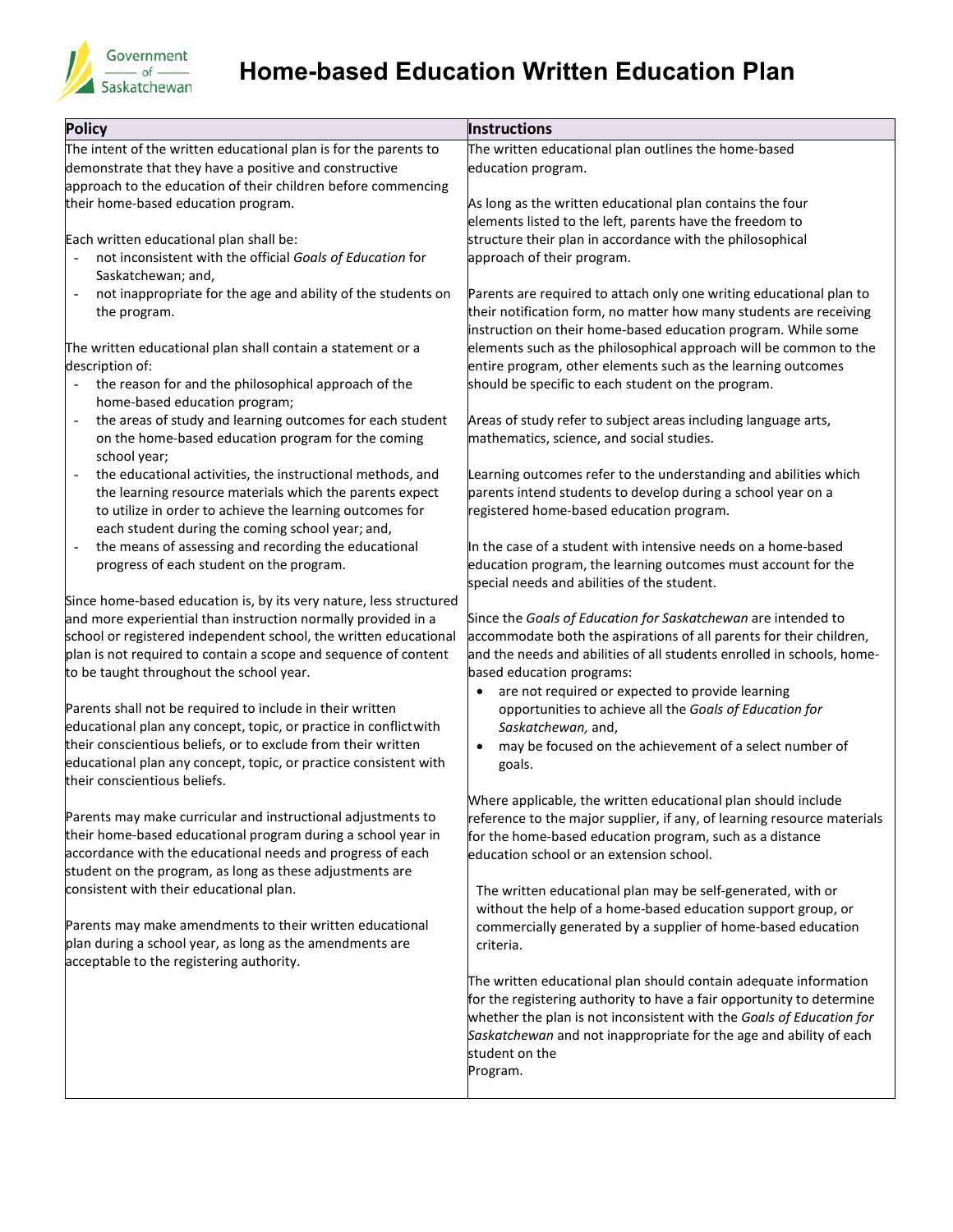Government of Saskatchewan

# Home-based Education Written Education Plan

| Policy | Instructions |
|---|---|
| The intent of the written educational plan is for the parents to demonstrate that they have a positive and constructive approach to the education of their children before commencing their home-based education program.<br><br>Each written educational plan shall be:<br>- not inconsistent with the official *Goals of Education* for Saskatchewan; and,<br>- not inappropriate for the age and ability of the students on the program.<br><br>The written educational plan shall contain a statement or a description of:<br>- the reason for and the philosophical approach of the home-based education program;<br>- the areas of study and learning outcomes for each student on the home-based education program for the coming school year;<br>- the educational activities, the instructional methods, and the learning resource materials which the parents expect to utilize in order to achieve the learning outcomes for each student during the coming school year; and,<br>- the means of assessing and recording the educational progress of each student on the program.<br><br>Since home-based education is, by its very nature, less structured and more experiential than instruction normally provided in a school or registered independent school, the written educational plan is not required to contain a scope and sequence of content to be taught throughout the school year.<br><br>Parents shall not be required to include in their written educational plan any concept, topic, or practice in conflict with their conscientious beliefs, or to exclude from their written educational plan any concept, topic, or practice consistent with their conscientious beliefs.<br><br>Parents may make curricular and instructional adjustments to their home-based educational program during a school year in accordance with the educational needs and progress of each student on the program, as long as these adjustments are consistent with their educational plan.<br><br>Parents may make amendments to their written educational plan during a school year, as long as the amendments are acceptable to the registering authority. | The written educational plan outlines the home-based education program.<br><br>As long as the written educational plan contains the four elements listed to the left, parents have the freedom to structure their plan in accordance with the philosophical approach of their program.<br><br>Parents are required to attach only one writing educational plan to their notification form, no matter how many students are receiving instruction on their home-based education program. While some elements such as the philosophical approach will be common to the entire program, other elements such as the learning outcomes should be specific to each student on the program.<br><br>Areas of study refer to subject areas including language arts, mathematics, science, and social studies.<br><br>Learning outcomes refer to the understanding and abilities which parents intend students to develop during a school year on a registered home-based education program.<br><br>In the case of a student with intensive needs on a home-based education program, the learning outcomes must account for the special needs and abilities of the student.<br><br>Since the *Goals of Education for Saskatchewan* are intended to accommodate both the aspirations of all parents for their children, and the needs and abilities of all students enrolled in schools, home-based education programs:<br>• are not required or expected to provide learning opportunities to achieve all the *Goals of Education for Saskatchewan,* and,<br>• may be focused on the achievement of a select number of goals.<br><br>Where applicable, the written educational plan should include reference to the major supplier, if any, of learning resource materials for the home-based education program, such as a distance education school or an extension school.<br><br>The written educational plan may be self-generated, with or without the help of a home-based education support group, or commercially generated by a supplier of home-based education criteria.<br><br>The written educational plan should contain adequate information for the registering authority to have a fair opportunity to determine whether the plan is not inconsistent with the *Goals of Education for Saskatchewan* and not inappropriate for the age and ability of each student on the Program. |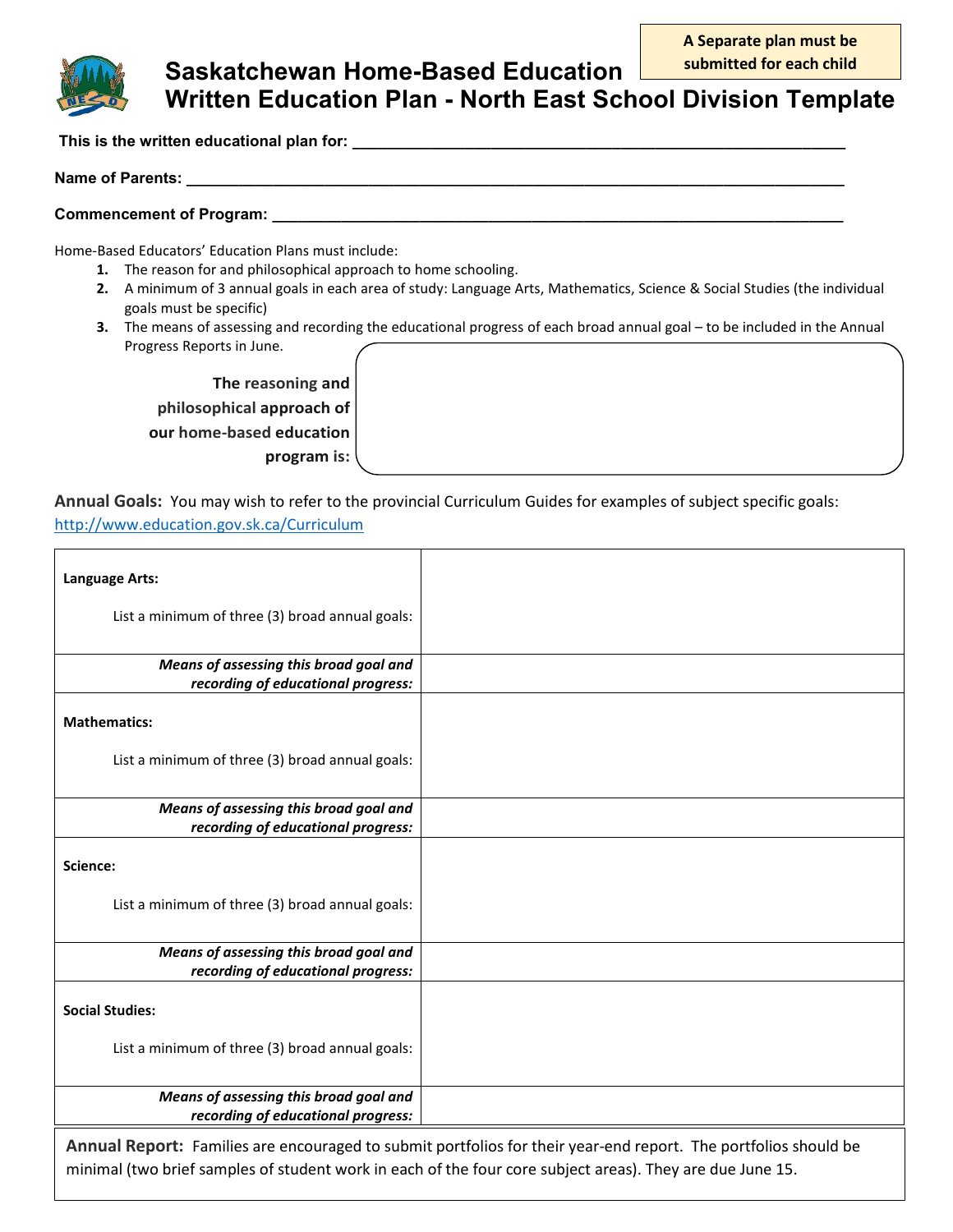A Separate plan must be submitted for each child

# Saskatchewan Home-Based Education Written Education Plan - North East School Division Template

**This is the written educational plan for:** ______________________________________________________

**Name of Parents:** ______________________________________________________________________

**Commencement of Program:** ________________________________________________________________

Home-Based Educators' Education Plans must include:

1. The reason for and philosophical approach to home schooling.
2. A minimum of 3 annual goals in each area of study: Language Arts, Mathematics, Science & Social Studies (the individual goals must be specific)
3. The means of assessing and recording the educational progress of each broad annual goal – to be included in the Annual Progress Reports in June.

**The reasoning and philosophical approach of our home-based education program is:**

**Annual Goals:** You may wish to refer to the provincial Curriculum Guides for examples of subject specific goals: http://www.education.gov.sk.ca/Curriculum

| | |
|---|---|
| **Language Arts:** List a minimum of three (3) broad annual goals: | |
| ***Means of assessing this broad goal and recording of educational progress:*** | |
| **Mathematics:** List a minimum of three (3) broad annual goals: | |
| ***Means of assessing this broad goal and recording of educational progress:*** | |
| **Science:** List a minimum of three (3) broad annual goals: | |
| ***Means of assessing this broad goal and recording of educational progress:*** | |
| **Social Studies:** List a minimum of three (3) broad annual goals: | |
| ***Means of assessing this broad goal and recording of educational progress:*** | |

**Annual Report:** Families are encouraged to submit portfolios for their year-end report. The portfolios should be minimal (two brief samples of student work in each of the four core subject areas). They are due June 15.